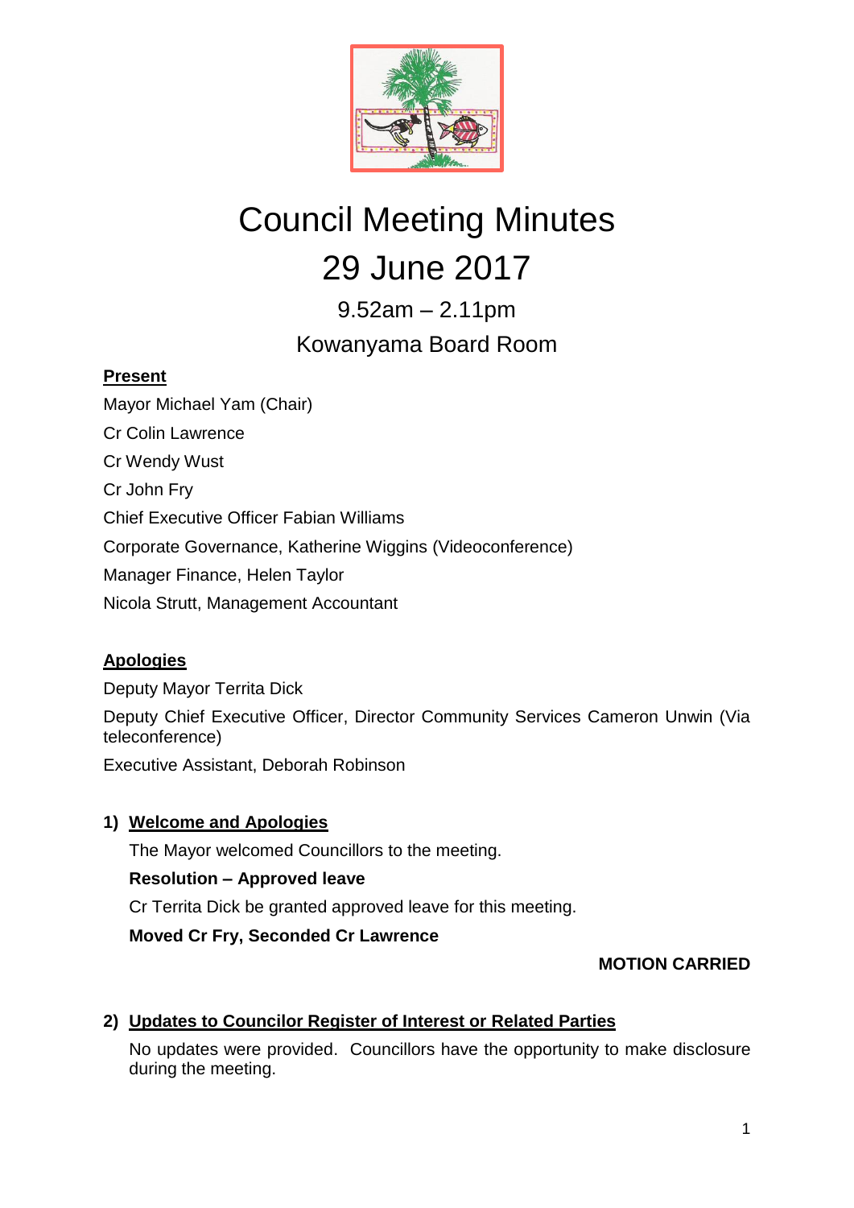# Council Meeting Minutes

# 29 June 2017

## 9.52am – 2.11pm

## Kowanyama Board Room

**Present**

Mayor Michael Yam (Chair)

Cr Colin Lawrence

Cr Wendy Wust

Cr John Fry

Chief Executive Officer Fabian Williams

Corporate Governance, Katherine Wiggins (Videoconference)

Manager Finance, Helen Taylor

Nicola Strutt, Management Accountant

**Apologies**

Deputy Mayor Territa Dick

Deputy Chief Executive Officer, Director Community Services Cameron Unwin (Via teleconference)

Executive Assistant, Deborah Robinson

**1) Welcome and Apologies**

The Mayor welcomed Councillors to the meeting.

**Resolution – Approved leave**

Cr Territa Dick be granted approved leave for this meeting.

**Moved Cr Fry, Seconded Cr Lawrence**

**MOTION CARRIED**

**2) Updates to Councilor Register of Interest or Related Parties**

No updates were provided. Councillors have the opportunity to make disclosure during the meeting.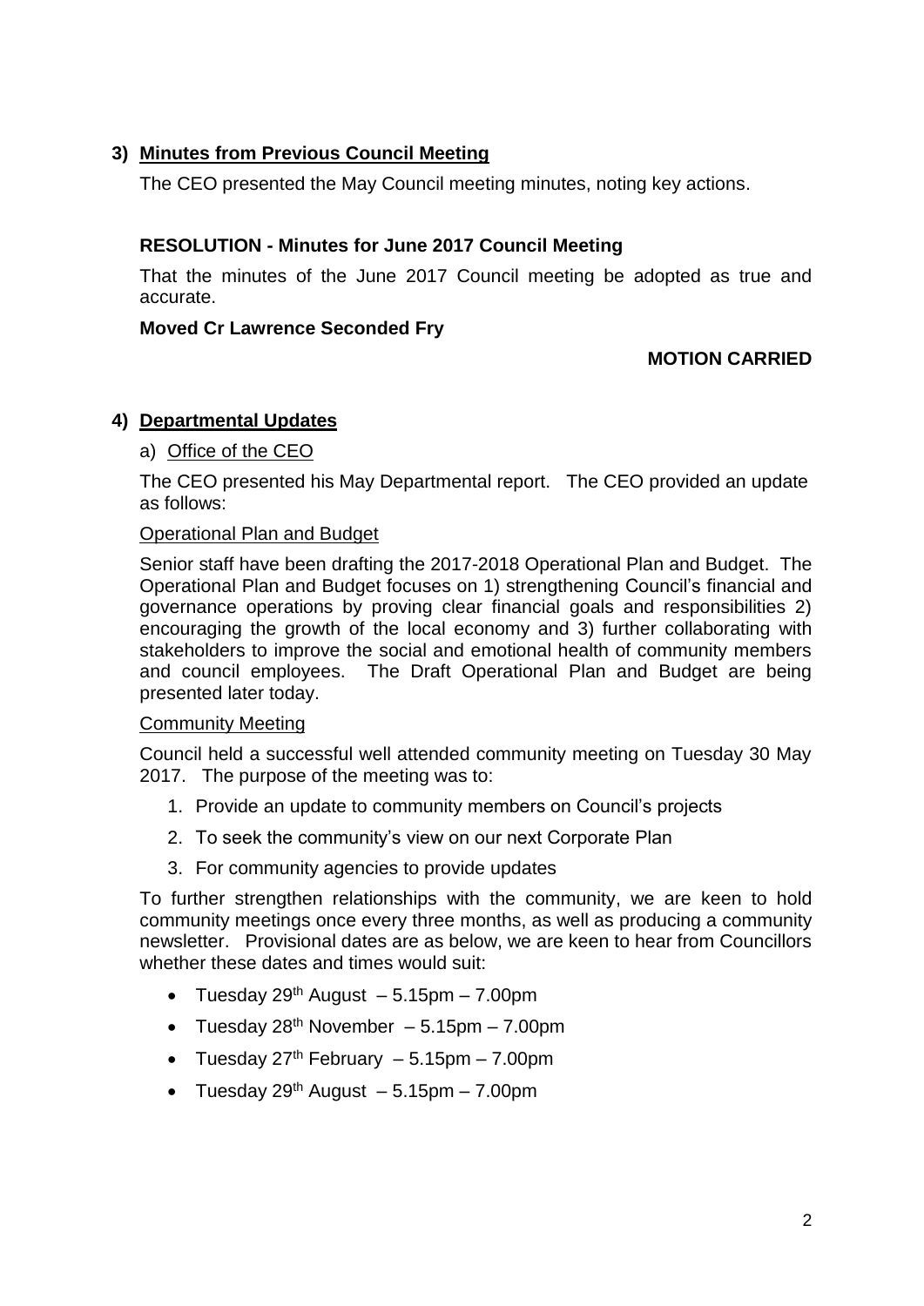## 3) Minutes from Previous Council Meeting

The CEO presented the May Council meeting minutes, noting key actions.

**RESOLUTION - Minutes for June 2017 Council Meeting**

That the minutes of the June 2017 Council meeting be adopted as true and accurate.

**Moved Cr Lawrence Seconded Fry**

**MOTION CARRIED**

## 4) Departmental Updates

### a) Office of the CEO

The CEO presented his May Departmental report. The CEO provided an update as follows:

#### Operational Plan and Budget

Senior staff have been drafting the 2017-2018 Operational Plan and Budget. The Operational Plan and Budget focuses on 1) strengthening Council's financial and governance operations by proving clear financial goals and responsibilities 2) encouraging the growth of the local economy and 3) further collaborating with stakeholders to improve the social and emotional health of community members and council employees. The Draft Operational Plan and Budget are being presented later today.

#### Community Meeting

Council held a successful well attended community meeting on Tuesday 30 May 2017. The purpose of the meeting was to:

1. Provide an update to community members on Council's projects
2. To seek the community's view on our next Corporate Plan
3. For community agencies to provide updates

To further strengthen relationships with the community, we are keen to hold community meetings once every three months, as well as producing a community newsletter. Provisional dates are as below, we are keen to hear from Councillors whether these dates and times would suit:

- Tuesday 29th August – 5.15pm – 7.00pm
- Tuesday 28th November – 5.15pm – 7.00pm
- Tuesday 27th February – 5.15pm – 7.00pm
- Tuesday 29th August – 5.15pm – 7.00pm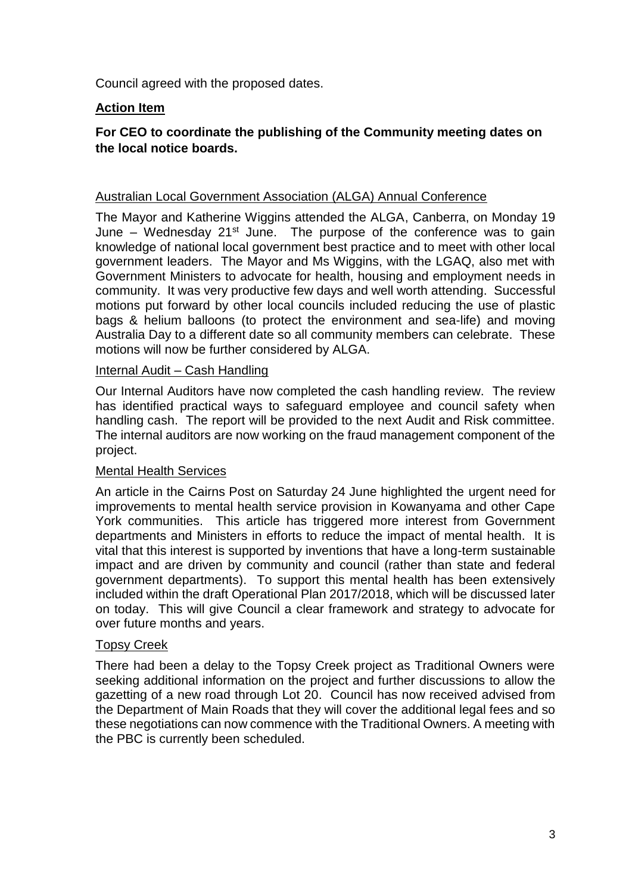Council agreed with the proposed dates.

**Action Item**

**For CEO to coordinate the publishing of the Community meeting dates on the local notice boards.**

Australian Local Government Association (ALGA) Annual Conference

The Mayor and Katherine Wiggins attended the ALGA, Canberra, on Monday 19 June – Wednesday 21st June. The purpose of the conference was to gain knowledge of national local government best practice and to meet with other local government leaders. The Mayor and Ms Wiggins, with the LGAQ, also met with Government Ministers to advocate for health, housing and employment needs in community. It was very productive few days and well worth attending. Successful motions put forward by other local councils included reducing the use of plastic bags & helium balloons (to protect the environment and sea-life) and moving Australia Day to a different date so all community members can celebrate. These motions will now be further considered by ALGA.

Internal Audit – Cash Handling

Our Internal Auditors have now completed the cash handling review. The review has identified practical ways to safeguard employee and council safety when handling cash. The report will be provided to the next Audit and Risk committee. The internal auditors are now working on the fraud management component of the project.

Mental Health Services

An article in the Cairns Post on Saturday 24 June highlighted the urgent need for improvements to mental health service provision in Kowanyama and other Cape York communities. This article has triggered more interest from Government departments and Ministers in efforts to reduce the impact of mental health. It is vital that this interest is supported by inventions that have a long-term sustainable impact and are driven by community and council (rather than state and federal government departments). To support this mental health has been extensively included within the draft Operational Plan 2017/2018, which will be discussed later on today. This will give Council a clear framework and strategy to advocate for over future months and years.

Topsy Creek

There had been a delay to the Topsy Creek project as Traditional Owners were seeking additional information on the project and further discussions to allow the gazetting of a new road through Lot 20. Council has now received advised from the Department of Main Roads that they will cover the additional legal fees and so these negotiations can now commence with the Traditional Owners. A meeting with the PBC is currently been scheduled.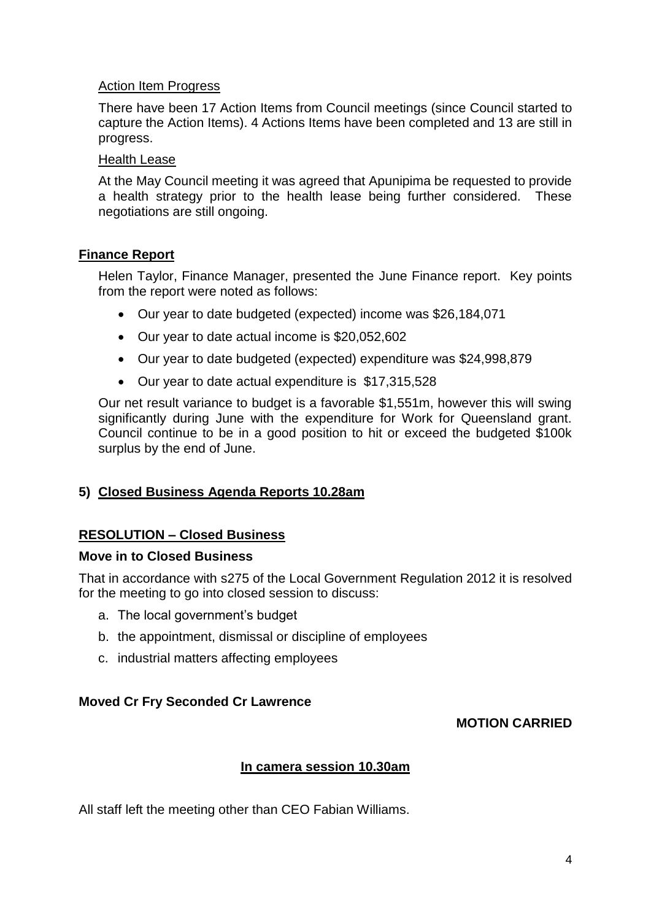Action Item Progress

There have been 17 Action Items from Council meetings (since Council started to capture the Action Items). 4 Actions Items have been completed and 13 are still in progress.

Health Lease

At the May Council meeting it was agreed that Apunipima be requested to provide a health strategy prior to the health lease being further considered. These negotiations are still ongoing.

**Finance Report**

Helen Taylor, Finance Manager, presented the June Finance report. Key points from the report were noted as follows:

- Our year to date budgeted (expected) income was $26,184,071
- Our year to date actual income is $20,052,602
- Our year to date budgeted (expected) expenditure was $24,998,879
- Our year to date actual expenditure is $17,315,528

Our net result variance to budget is a favorable $1,551m, however this will swing significantly during June with the expenditure for Work for Queensland grant. Council continue to be in a good position to hit or exceed the budgeted $100k surplus by the end of June.

## 5) Closed Business Agenda Reports 10.28am

**RESOLUTION – Closed Business**

**Move in to Closed Business**

That in accordance with s275 of the Local Government Regulation 2012 it is resolved for the meeting to go into closed session to discuss:

a. The local government's budget
b. the appointment, dismissal or discipline of employees
c. industrial matters affecting employees

**Moved Cr Fry Seconded Cr Lawrence**

**MOTION CARRIED**

**In camera session 10.30am**

All staff left the meeting other than CEO Fabian Williams.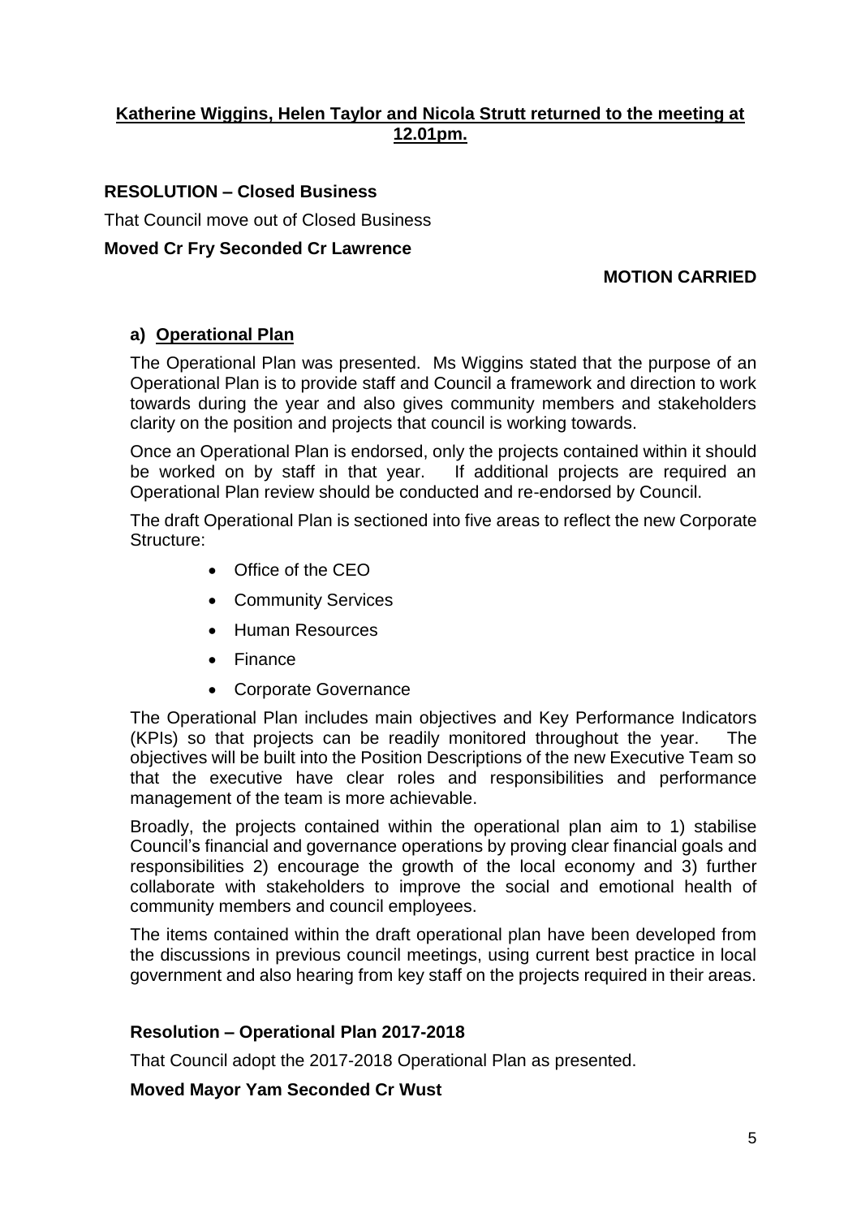**Katherine Wiggins, Helen Taylor and Nicola Strutt returned to the meeting at 12.01pm.**

**RESOLUTION – Closed Business**

That Council move out of Closed Business

**Moved Cr Fry Seconded Cr Lawrence**

**MOTION CARRIED**

**a) Operational Plan**

The Operational Plan was presented. Ms Wiggins stated that the purpose of an Operational Plan is to provide staff and Council a framework and direction to work towards during the year and also gives community members and stakeholders clarity on the position and projects that council is working towards.

Once an Operational Plan is endorsed, only the projects contained within it should be worked on by staff in that year. If additional projects are required an Operational Plan review should be conducted and re-endorsed by Council.

The draft Operational Plan is sectioned into five areas to reflect the new Corporate Structure:

- Office of the CEO
- Community Services
- Human Resources
- Finance
- Corporate Governance

The Operational Plan includes main objectives and Key Performance Indicators (KPIs) so that projects can be readily monitored throughout the year. The objectives will be built into the Position Descriptions of the new Executive Team so that the executive have clear roles and responsibilities and performance management of the team is more achievable.

Broadly, the projects contained within the operational plan aim to 1) stabilise Council's financial and governance operations by proving clear financial goals and responsibilities 2) encourage the growth of the local economy and 3) further collaborate with stakeholders to improve the social and emotional health of community members and council employees.

The items contained within the draft operational plan have been developed from the discussions in previous council meetings, using current best practice in local government and also hearing from key staff on the projects required in their areas.

**Resolution – Operational Plan 2017-2018**

That Council adopt the 2017-2018 Operational Plan as presented.

**Moved Mayor Yam Seconded Cr Wust**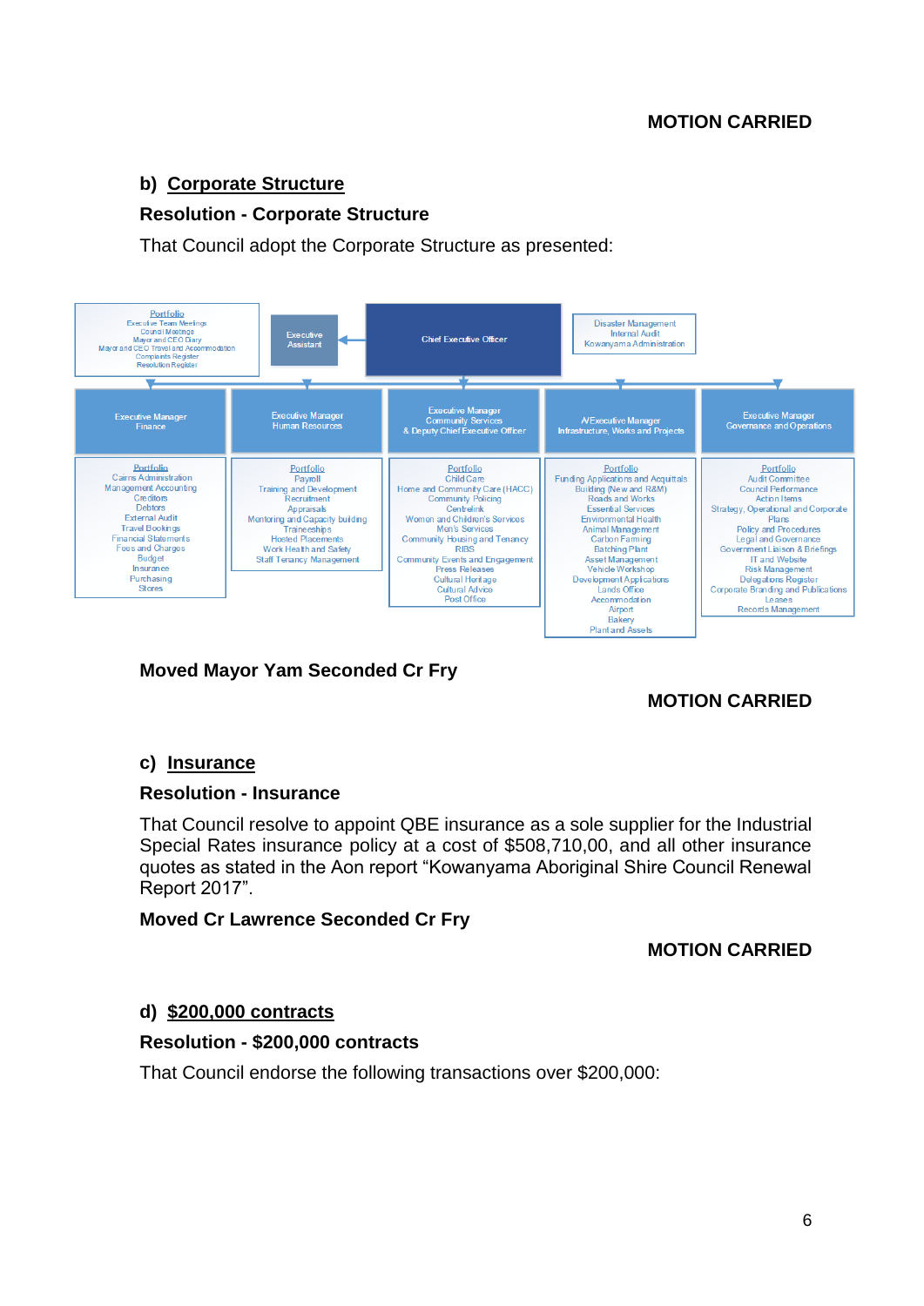**MOTION CARRIED**

## b) Corporate Structure

**Resolution - Corporate Structure**

That Council adopt the Corporate Structure as presented:

Portfolio
Executive Team Meetings
Council Meetings
Mayor and CEO Diary
Mayor and CEO Travel and Accommodation
Complaints Register
Resolution Register

Executive Assistant

Chief Executive Officer

Disaster Management
Internal Audit
Kowanyama Administration

| Executive Manager Finance | Executive Manager Human Resources | Executive Manager Community Services & Deputy Chief Executive Officer | A/Executive Manager Infrastructure, Works and Projects | Executive Manager Governance and Operations |
|---|---|---|---|---|
| Portfolio<br>Cairns Administration<br>Management Accounting<br>Creditors<br>Debtors<br>External Audit<br>Travel Bookings<br>Financial Statements<br>Fees and Charges<br>Budget<br>Insurance<br>Purchasing<br>Stores | Portfolio<br>Payroll<br>Training and Development<br>Recruitment<br>Appraisals<br>Mentoring and Capacity building<br>Traineeships<br>Hosted Placements<br>Work Health and Safety<br>Staff Tenancy Management | Portfolio<br>Child Care<br>Home and Community Care (HACC)<br>Community Policing<br>Centrelink<br>Women and Children's Services<br>Men's Services<br>Community Housing and Tenancy<br>RIBS<br>Community Events and Engagement<br>Press Releases<br>Cultural Heritage<br>Cultural Advice<br>Post Office | Portfolio<br>Funding Applications and Acquittals<br>Building (New and R&M)<br>Roads and Works<br>Essential Services<br>Environmental Health<br>Animal Management<br>Carbon Farming<br>Batching Plant<br>Asset Management<br>Vehicle Workshop<br>Development Applications<br>Lands Office<br>Accommodation<br>Airport<br>Bakery<br>Plant and Assets | Portfolio<br>Audit Committee<br>Council Performance<br>Action Items<br>Strategy, Operational and Corporate Plans<br>Policy and Procedures<br>Legal and Governance<br>Government Liaison & Briefings<br>IT and Website<br>Risk Management<br>Delegations Register<br>Corporate Branding and Publications<br>Leases<br>Records Management |

**Moved Mayor Yam Seconded Cr Fry**

**MOTION CARRIED**

## c) Insurance

**Resolution - Insurance**

That Council resolve to appoint QBE insurance as a sole supplier for the Industrial Special Rates insurance policy at a cost of $508,710,00, and all other insurance quotes as stated in the Aon report "Kowanyama Aboriginal Shire Council Renewal Report 2017".

**Moved Cr Lawrence Seconded Cr Fry**

**MOTION CARRIED**

## d) $200,000 contracts

**Resolution - $200,000 contracts**

That Council endorse the following transactions over $200,000: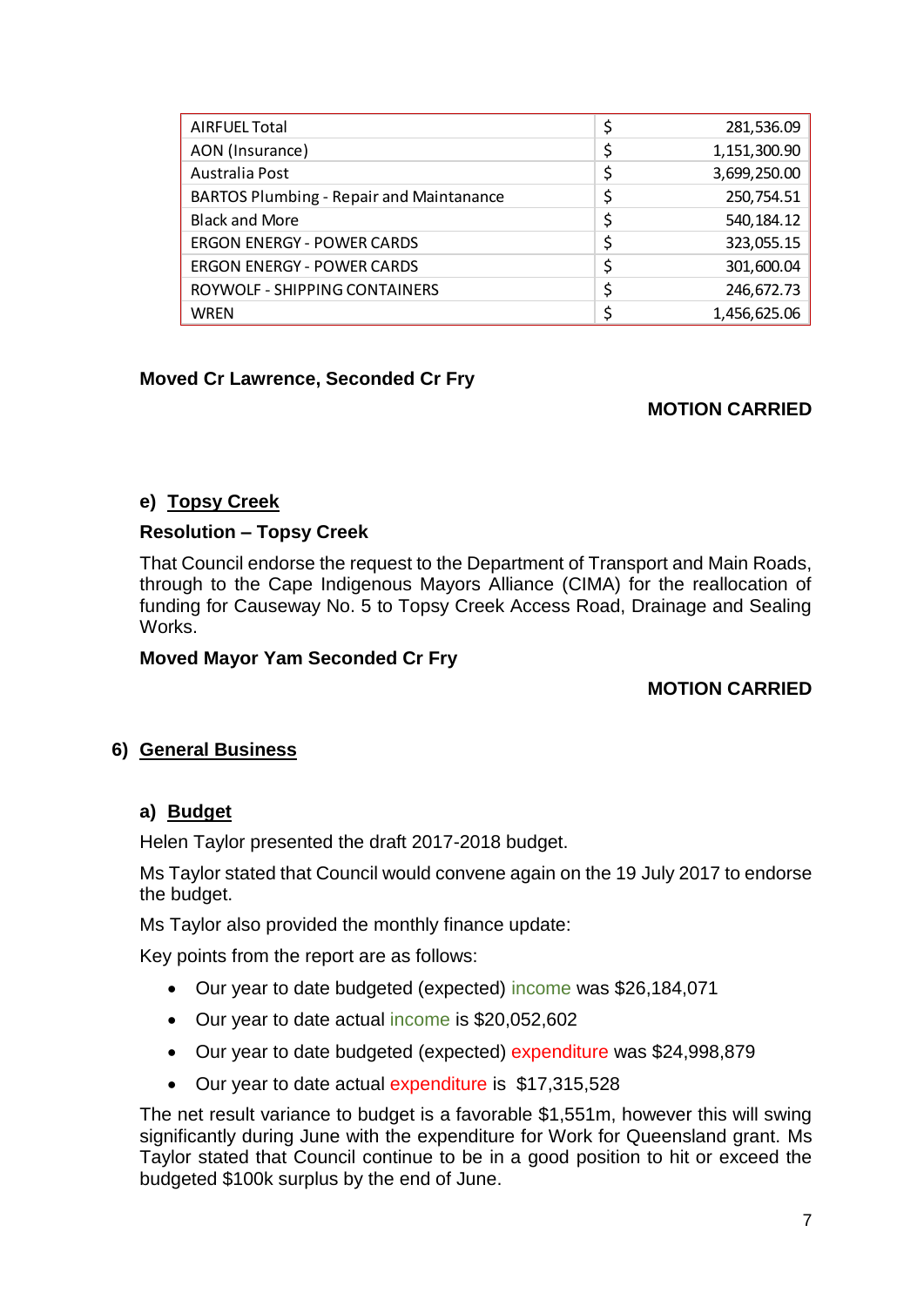| | | |
|---|---|---|
| AIRFUEL Total | $ | 281,536.09 |
| AON (Insurance) | $ | 1,151,300.90 |
| Australia Post | $ | 3,699,250.00 |
| BARTOS Plumbing - Repair and Maintanance | $ | 250,754.51 |
| Black and More | $ | 540,184.12 |
| ERGON ENERGY - POWER CARDS | $ | 323,055.15 |
| ERGON ENERGY - POWER CARDS | $ | 301,600.04 |
| ROYWOLF - SHIPPING CONTAINERS | $ | 246,672.73 |
| WREN | $ | 1,456,625.06 |

**Moved Cr Lawrence, Seconded Cr Fry**

**MOTION CARRIED**

**e) Topsy Creek**

**Resolution – Topsy Creek**

That Council endorse the request to the Department of Transport and Main Roads, through to the Cape Indigenous Mayors Alliance (CIMA) for the reallocation of funding for Causeway No. 5 to Topsy Creek Access Road, Drainage and Sealing Works.

**Moved Mayor Yam Seconded Cr Fry**

**MOTION CARRIED**

## 6) General Business

**a) Budget**

Helen Taylor presented the draft 2017-2018 budget.

Ms Taylor stated that Council would convene again on the 19 July 2017 to endorse the budget.

Ms Taylor also provided the monthly finance update:

Key points from the report are as follows:

- Our year to date budgeted (expected) income was $26,184,071
- Our year to date actual income is $20,052,602
- Our year to date budgeted (expected) expenditure was $24,998,879
- Our year to date actual expenditure is $17,315,528

The net result variance to budget is a favorable $1,551m, however this will swing significantly during June with the expenditure for Work for Queensland grant. Ms Taylor stated that Council continue to be in a good position to hit or exceed the budgeted $100k surplus by the end of June.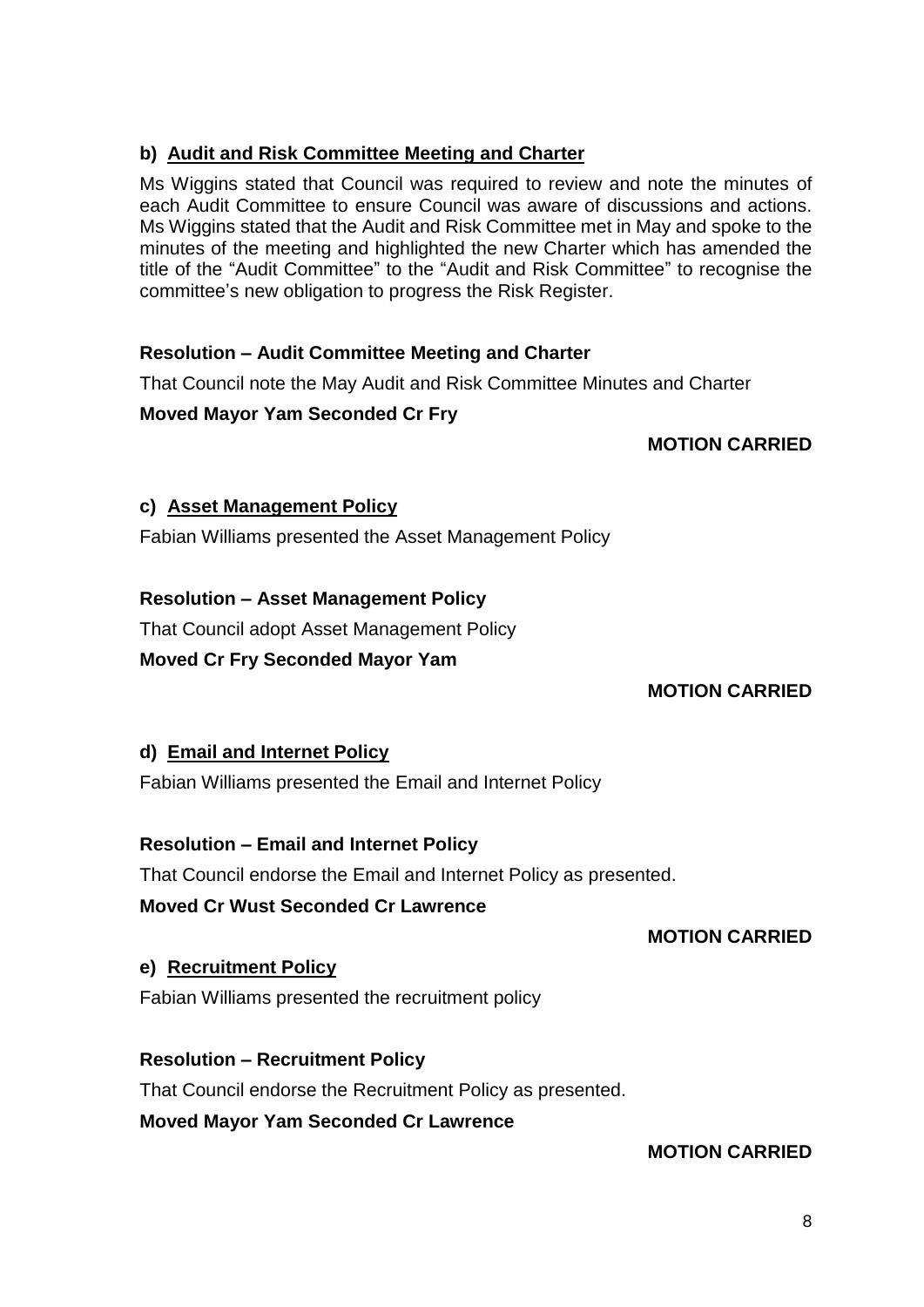#### b) Audit and Risk Committee Meeting and Charter

Ms Wiggins stated that Council was required to review and note the minutes of each Audit Committee to ensure Council was aware of discussions and actions. Ms Wiggins stated that the Audit and Risk Committee met in May and spoke to the minutes of the meeting and highlighted the new Charter which has amended the title of the "Audit Committee" to the "Audit and Risk Committee" to recognise the committee's new obligation to progress the Risk Register.

**Resolution – Audit Committee Meeting and Charter**

That Council note the May Audit and Risk Committee Minutes and Charter

**Moved Mayor Yam Seconded Cr Fry**

**MOTION CARRIED**

#### c) Asset Management Policy

Fabian Williams presented the Asset Management Policy

**Resolution – Asset Management Policy**

That Council adopt Asset Management Policy

**Moved Cr Fry Seconded Mayor Yam**

**MOTION CARRIED**

#### d) Email and Internet Policy

Fabian Williams presented the Email and Internet Policy

**Resolution – Email and Internet Policy**

That Council endorse the Email and Internet Policy as presented.

**Moved Cr Wust Seconded Cr Lawrence**

**MOTION CARRIED**

#### e) Recruitment Policy

Fabian Williams presented the recruitment policy

**Resolution – Recruitment Policy**

That Council endorse the Recruitment Policy as presented.

**Moved Mayor Yam Seconded Cr Lawrence**

**MOTION CARRIED**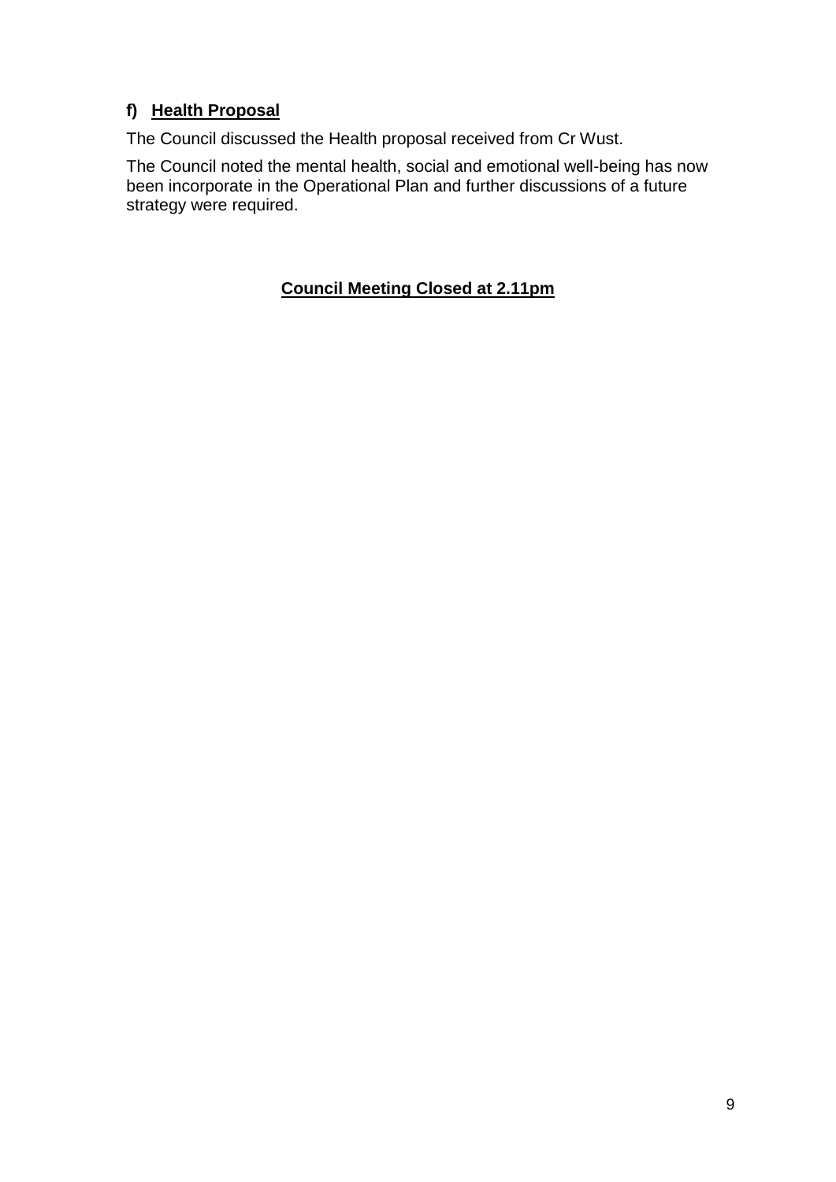### f) Health Proposal

The Council discussed the Health proposal received from Cr Wust.

The Council noted the mental health, social and emotional well-being has now been incorporate in the Operational Plan and further discussions of a future strategy were required.

**Council Meeting Closed at 2.11pm**